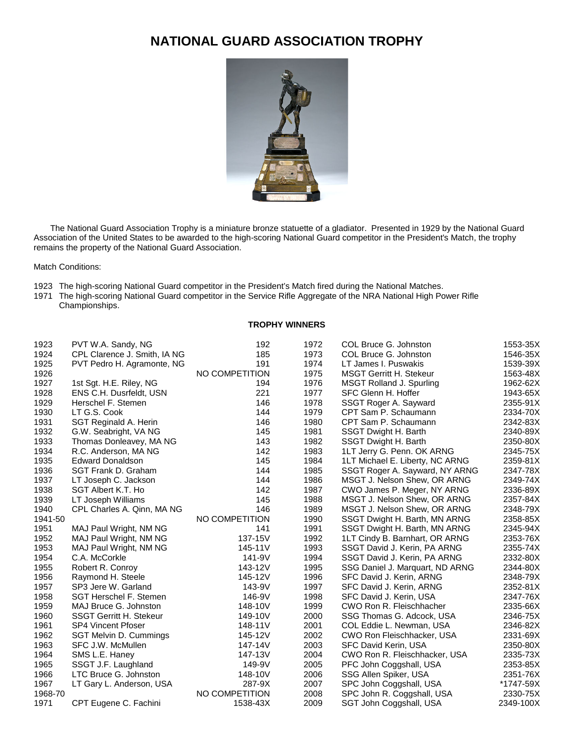# NATIONAL GUARD ASSOCIATION TROPHY

The National Guard Association Trophy is a miniature bronze statuette of a gladiator. Presented in 1929 by the National Guard Association of the United States to be awarded to the high-scoring National Guard competitor in the President's Match, the trophy remains the property of the National Guard Association.

Match Conditions:

1923 The high-scoring National Guard competitor in the President's Match fired during the National Matches.
1971 The high-scoring National Guard competitor in the Service Rifle Aggregate of the NRA National High Power Rifle Championships.

**TROPHY WINNERS**

| Year | Winner | Score |
|---|---|---|
| 1923 | PVT W.A. Sandy, NG | 192 |
| 1924 | CPL Clarence J. Smith, IA NG | 185 |
| 1925 | PVT Pedro H. Agramonte, NG | 191 |
| 1926 | | NO COMPETITION |
| 1927 | 1st Sgt. H.E. Riley, NG | 194 |
| 1928 | ENS C.H. Dusrfeldt, USN | 221 |
| 1929 | Herschel F. Stemen | 146 |
| 1930 | LT G.S. Cook | 144 |
| 1931 | SGT Reginald A. Herin | 146 |
| 1932 | G.W. Seabright, VA NG | 145 |
| 1933 | Thomas Donleavey, MA NG | 143 |
| 1934 | R.C. Anderson, MA NG | 142 |
| 1935 | Edward Donaldson | 145 |
| 1936 | SGT Frank D. Graham | 144 |
| 1937 | LT Joseph C. Jackson | 144 |
| 1938 | SGT Albert K.T. Ho | 142 |
| 1939 | LT Joseph Williams | 145 |
| 1940 | CPL Charles A. Qinn, MA NG | 146 |
| 1941-50 | | NO COMPETITION |
| 1951 | MAJ Paul Wright, NM NG | 141 |
| 1952 | MAJ Paul Wright, NM NG | 137-15V |
| 1953 | MAJ Paul Wright, NM NG | 145-11V |
| 1954 | C.A. McCorkle | 141-9V |
| 1955 | Robert R. Conroy | 143-12V |
| 1956 | Raymond H. Steele | 145-12V |
| 1957 | SP3 Jere W. Garland | 143-9V |
| 1958 | SGT Herschel F. Stemen | 146-9V |
| 1959 | MAJ Bruce G. Johnston | 148-10V |
| 1960 | SSGT Gerritt H. Stekeur | 149-10V |
| 1961 | SP4 Vincent Pfoser | 148-11V |
| 1962 | SGT Melvin D. Cummings | 145-12V |
| 1963 | SFC J.W. McMullen | 147-14V |
| 1964 | SMS L.E. Haney | 147-13V |
| 1965 | SSGT J.F. Laughland | 149-9V |
| 1966 | LTC Bruce G. Johnston | 148-10V |
| 1967 | LT Gary L. Anderson, USA | 287-9X |
| 1968-70 | | NO COMPETITION |
| 1971 | CPT Eugene C. Fachini | 1538-43X |
| 1972 | COL Bruce G. Johnston | 1553-35X |
| 1973 | COL Bruce G. Johnston | 1546-35X |
| 1974 | LT James I. Puswakis | 1539-39X |
| 1975 | MSGT Gerritt H. Stekeur | 1563-48X |
| 1976 | MSGT Rolland J. Spurling | 1962-62X |
| 1977 | SFC Glenn H. Hoffer | 1943-65X |
| 1978 | SSGT Roger A. Sayward | 2355-91X |
| 1979 | CPT Sam P. Schaumann | 2334-70X |
| 1980 | CPT Sam P. Schaumann | 2342-83X |
| 1981 | SSGT Dwight H. Barth | 2340-89X |
| 1982 | SSGT Dwight H. Barth | 2350-80X |
| 1983 | 1LT Jerry G. Penn. OK ARNG | 2345-75X |
| 1984 | 1LT Michael E. Liberty, NC ARNG | 2359-81X |
| 1985 | SSGT Roger A. Sayward, NY ARNG | 2347-78X |
| 1986 | MSGT J. Nelson Shew, OR ARNG | 2349-74X |
| 1987 | CWO James P. Meger, NY ARNG | 2336-89X |
| 1988 | MSGT J. Nelson Shew, OR ARNG | 2357-84X |
| 1989 | MSGT J. Nelson Shew, OR ARNG | 2348-79X |
| 1990 | SSGT Dwight H. Barth, MN ARNG | 2358-85X |
| 1991 | SSGT Dwight H. Barth, MN ARNG | 2345-94X |
| 1992 | 1LT Cindy B. Barnhart, OR ARNG | 2353-76X |
| 1993 | SSGT David J. Kerin, PA ARNG | 2355-74X |
| 1994 | SSGT David J. Kerin, PA ARNG | 2332-80X |
| 1995 | SSG Daniel J. Marquart, ND ARNG | 2344-80X |
| 1996 | SFC David J. Kerin, ARNG | 2348-79X |
| 1997 | SFC David J. Kerin, ARNG | 2352-81X |
| 1998 | SFC David J. Kerin, USA | 2347-76X |
| 1999 | CWO Ron R. Fleischhacher | 2335-66X |
| 2000 | SSG Thomas G. Adcock, USA | 2346-75X |
| 2001 | COL Eddie L. Newman, USA | 2346-82X |
| 2002 | CWO Ron Fleischhacker, USA | 2331-69X |
| 2003 | SFC David Kerin, USA | 2350-80X |
| 2004 | CWO Ron R. Fleischhacker, USA | 2335-73X |
| 2005 | PFC John Coggshall, USA | 2353-85X |
| 2006 | SSG Allen Spiker, USA | 2351-76X |
| 2007 | SPC John Coggshall, USA | *1747-59X |
| 2008 | SPC John R. Coggshall, USA | 2330-75X |
| 2009 | SGT John Coggshall, USA | 2349-100X |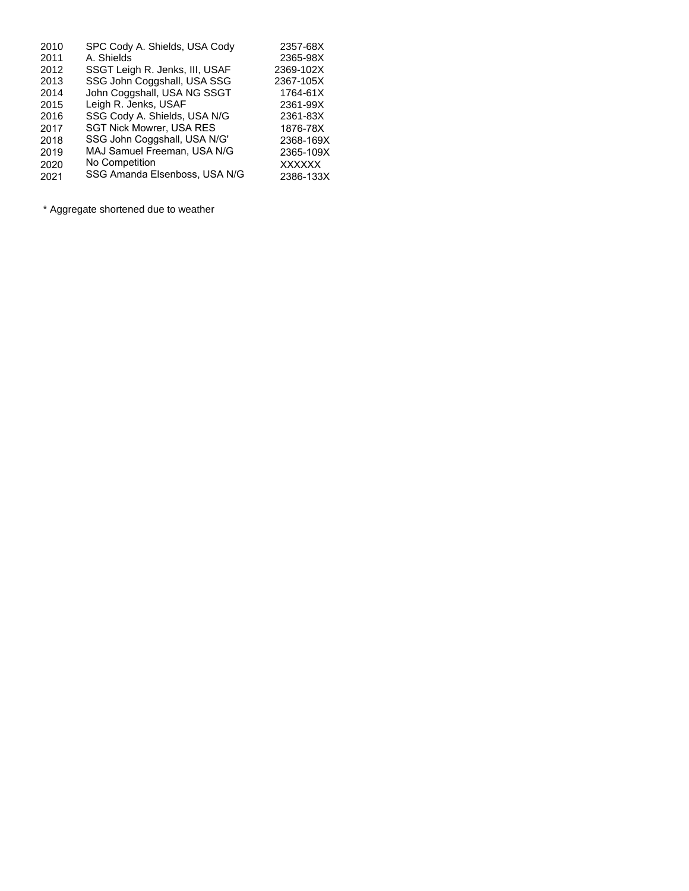| | | |
|---|---|---|
| 2010 | SPC Cody A. Shields, USA Cody | 2357-68X |
| 2011 | A. Shields | 2365-98X |
| 2012 | SSGT Leigh R. Jenks, III, USAF | 2369-102X |
| 2013 | SSG John Coggshall, USA SSG | 2367-105X |
| 2014 | John Coggshall, USA NG SSGT | 1764-61X |
| 2015 | Leigh R. Jenks, USAF | 2361-99X |
| 2016 | SSG Cody A. Shields, USA N/G | 2361-83X |
| 2017 | SGT Nick Mowrer, USA RES | 1876-78X |
| 2018 | SSG John Coggshall, USA N/G' | 2368-169X |
| 2019 | MAJ Samuel Freeman, USA N/G | 2365-109X |
| 2020 | No Competition | XXXXXX |
| 2021 | SSG Amanda Elsenboss, USA N/G | 2386-133X |

* Aggregate shortened due to weather